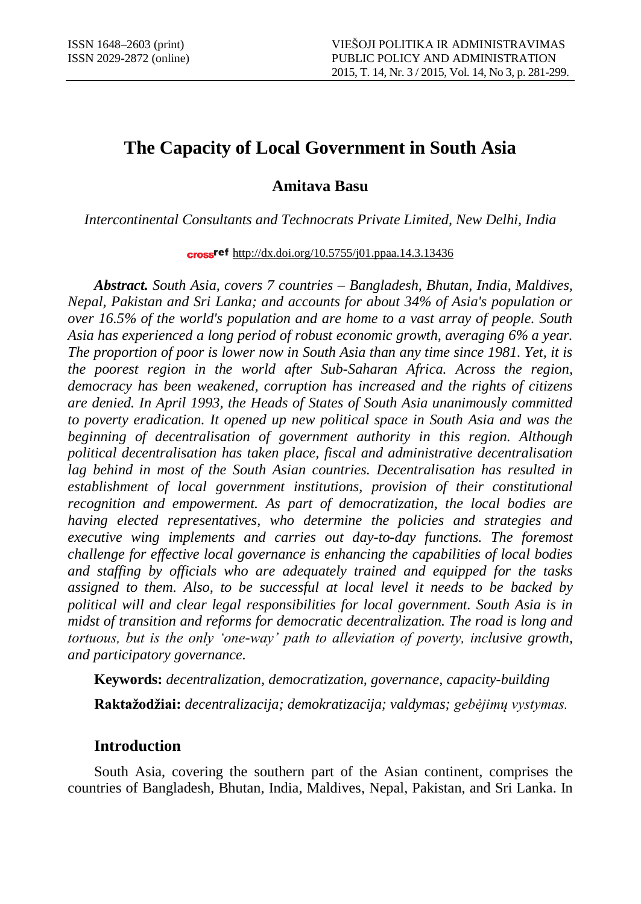# The Capacity of Local Government in South Asia

**Amitava Basu**

*Intercontinental Consultants and Technocrats Private Limited, New Delhi, India*

crossref http://dx.doi.org/10.5755/j01.ppaa.14.3.13436

***Abstract.*** *South Asia, covers 7 countries – Bangladesh, Bhutan, India, Maldives, Nepal, Pakistan and Sri Lanka; and accounts for about 34% of Asia's population or over 16.5% of the world's population and are home to a vast array of people. South Asia has experienced a long period of robust economic growth, averaging 6% a year. The proportion of poor is lower now in South Asia than any time since 1981. Yet, it is the poorest region in the world after Sub-Saharan Africa. Across the region, democracy has been weakened, corruption has increased and the rights of citizens are denied. In April 1993, the Heads of States of South Asia unanimously committed to poverty eradication. It opened up new political space in South Asia and was the beginning of decentralisation of government authority in this region. Although political decentralisation has taken place, fiscal and administrative decentralisation lag behind in most of the South Asian countries. Decentralisation has resulted in establishment of local government institutions, provision of their constitutional recognition and empowerment. As part of democratization, the local bodies are having elected representatives, who determine the policies and strategies and executive wing implements and carries out day-to-day functions. The foremost challenge for effective local governance is enhancing the capabilities of local bodies and staffing by officials who are adequately trained and equipped for the tasks assigned to them. Also, to be successful at local level it needs to be backed by political will and clear legal responsibilities for local government. South Asia is in midst of transition and reforms for democratic decentralization. The road is long and tortuous, but is the only 'one-way' path to alleviation of poverty, inclusive growth, and participatory governance.*

**Keywords:** *decentralization, democratization, governance, capacity-building*

**Raktažodžiai:** *decentralizacija; demokratizacija; valdymas; gebėjimų vystymas.*

## Introduction

South Asia, covering the southern part of the Asian continent, comprises the countries of Bangladesh, Bhutan, India, Maldives, Nepal, Pakistan, and Sri Lanka. In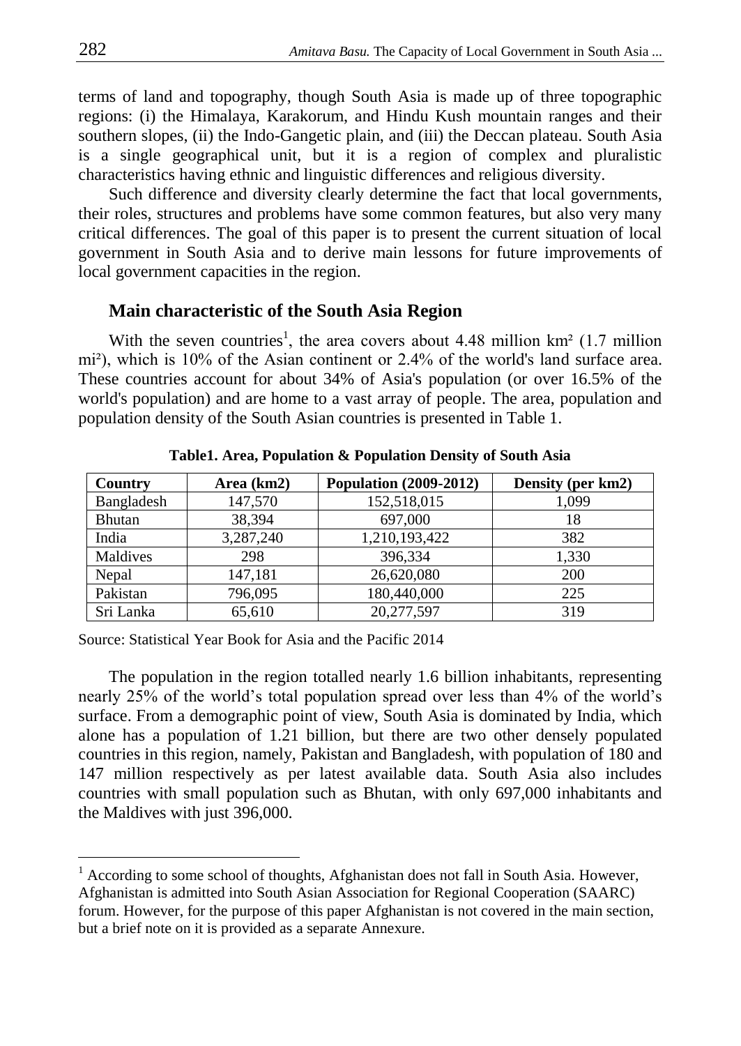terms of land and topography, though South Asia is made up of three topographic regions: (i) the Himalaya, Karakorum, and Hindu Kush mountain ranges and their southern slopes, (ii) the Indo-Gangetic plain, and (iii) the Deccan plateau. South Asia is a single geographical unit, but it is a region of complex and pluralistic characteristics having ethnic and linguistic differences and religious diversity.

Such difference and diversity clearly determine the fact that local governments, their roles, structures and problems have some common features, but also very many critical differences. The goal of this paper is to present the current situation of local government in South Asia and to derive main lessons for future improvements of local government capacities in the region.

## Main characteristic of the South Asia Region

With the seven countries[1], the area covers about 4.48 million km² (1.7 million mi²), which is 10% of the Asian continent or 2.4% of the world's land surface area. These countries account for about 34% of Asia's population (or over 16.5% of the world's population) and are home to a vast array of people. The area, population and population density of the South Asian countries is presented in Table 1.

**Table1. Area, Population & Population Density of South Asia**

| Country | Area (km2) | Population (2009-2012) | Density (per km2) |
|---|---|---|---|
| Bangladesh | 147,570 | 152,518,015 | 1,099 |
| Bhutan | 38,394 | 697,000 | 18 |
| India | 3,287,240 | 1,210,193,422 | 382 |
| Maldives | 298 | 396,334 | 1,330 |
| Nepal | 147,181 | 26,620,080 | 200 |
| Pakistan | 796,095 | 180,440,000 | 225 |
| Sri Lanka | 65,610 | 20,277,597 | 319 |

Source: Statistical Year Book for Asia and the Pacific 2014

The population in the region totalled nearly 1.6 billion inhabitants, representing nearly 25% of the world's total population spread over less than 4% of the world's surface. From a demographic point of view, South Asia is dominated by India, which alone has a population of 1.21 billion, but there are two other densely populated countries in this region, namely, Pakistan and Bangladesh, with population of 180 and 147 million respectively as per latest available data. South Asia also includes countries with small population such as Bhutan, with only 697,000 inhabitants and the Maldives with just 396,000.

[1] According to some school of thoughts, Afghanistan does not fall in South Asia. However, Afghanistan is admitted into South Asian Association for Regional Cooperation (SAARC) forum. However, for the purpose of this paper Afghanistan is not covered in the main section, but a brief note on it is provided as a separate Annexure.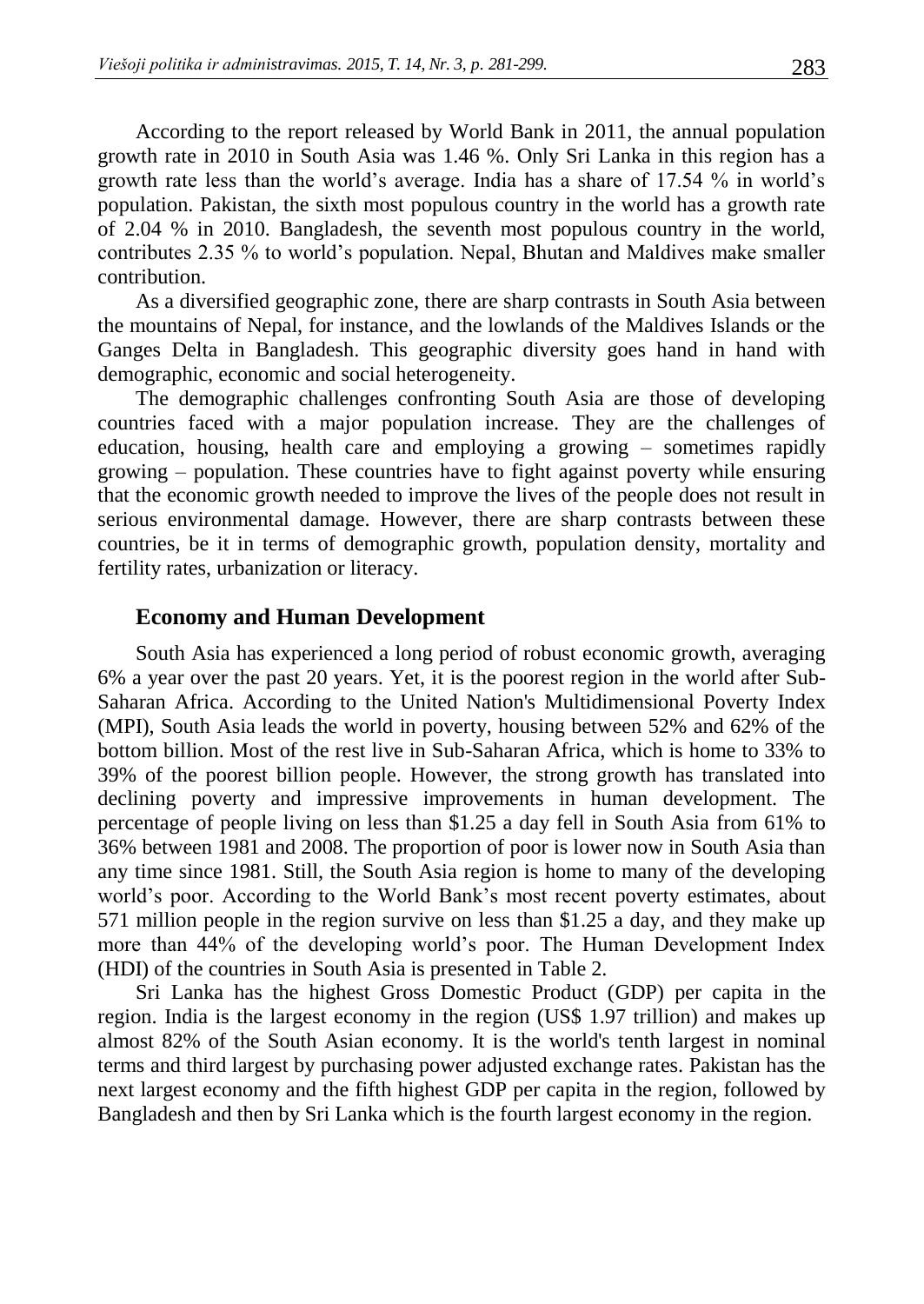According to the report released by World Bank in 2011, the annual population growth rate in 2010 in South Asia was 1.46 %. Only Sri Lanka in this region has a growth rate less than the world's average. India has a share of 17.54 % in world's population. Pakistan, the sixth most populous country in the world has a growth rate of 2.04 % in 2010. Bangladesh, the seventh most populous country in the world, contributes 2.35 % to world's population. Nepal, Bhutan and Maldives make smaller contribution.

As a diversified geographic zone, there are sharp contrasts in South Asia between the mountains of Nepal, for instance, and the lowlands of the Maldives Islands or the Ganges Delta in Bangladesh. This geographic diversity goes hand in hand with demographic, economic and social heterogeneity.

The demographic challenges confronting South Asia are those of developing countries faced with a major population increase. They are the challenges of education, housing, health care and employing a growing – sometimes rapidly growing – population. These countries have to fight against poverty while ensuring that the economic growth needed to improve the lives of the people does not result in serious environmental damage. However, there are sharp contrasts between these countries, be it in terms of demographic growth, population density, mortality and fertility rates, urbanization or literacy.

## Economy and Human Development

South Asia has experienced a long period of robust economic growth, averaging 6% a year over the past 20 years. Yet, it is the poorest region in the world after Sub-Saharan Africa. According to the United Nation's Multidimensional Poverty Index (MPI), South Asia leads the world in poverty, housing between 52% and 62% of the bottom billion. Most of the rest live in Sub-Saharan Africa, which is home to 33% to 39% of the poorest billion people. However, the strong growth has translated into declining poverty and impressive improvements in human development. The percentage of people living on less than \$1.25 a day fell in South Asia from 61% to 36% between 1981 and 2008. The proportion of poor is lower now in South Asia than any time since 1981. Still, the South Asia region is home to many of the developing world's poor. According to the World Bank's most recent poverty estimates, about 571 million people in the region survive on less than \$1.25 a day, and they make up more than 44% of the developing world's poor. The Human Development Index (HDI) of the countries in South Asia is presented in Table 2.

Sri Lanka has the highest Gross Domestic Product (GDP) per capita in the region. India is the largest economy in the region (US\$ 1.97 trillion) and makes up almost 82% of the South Asian economy. It is the world's tenth largest in nominal terms and third largest by purchasing power adjusted exchange rates. Pakistan has the next largest economy and the fifth highest GDP per capita in the region, followed by Bangladesh and then by Sri Lanka which is the fourth largest economy in the region.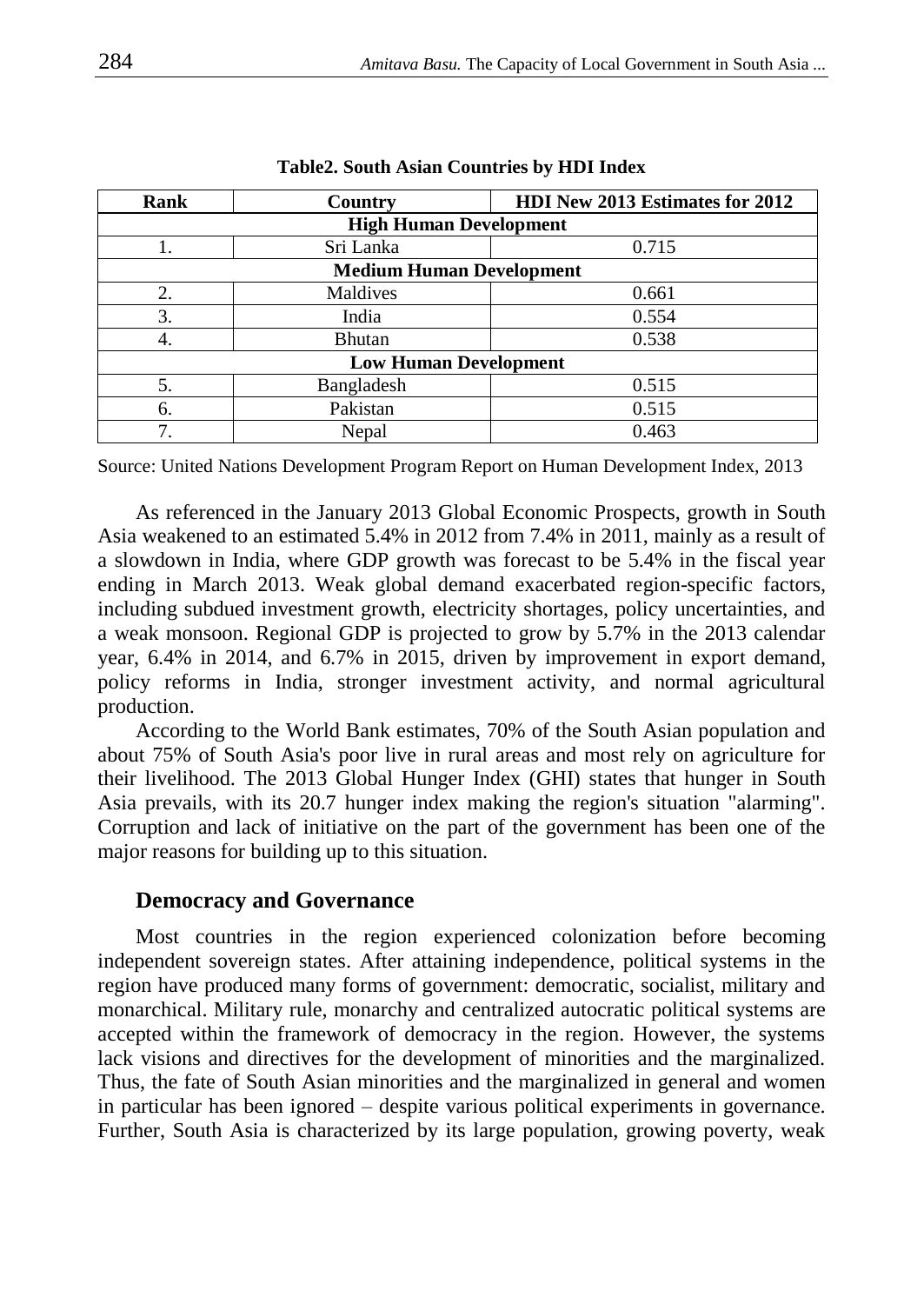**Table2. South Asian Countries by HDI Index**

| Rank | Country | HDI New 2013 Estimates for 2012 |
|---|---|---|
| **High Human Development** | | |
| 1. | Sri Lanka | 0.715 |
| **Medium Human Development** | | |
| 2. | Maldives | 0.661 |
| 3. | India | 0.554 |
| 4. | Bhutan | 0.538 |
| **Low Human Development** | | |
| 5. | Bangladesh | 0.515 |
| 6. | Pakistan | 0.515 |
| 7. | Nepal | 0.463 |

Source: United Nations Development Program Report on Human Development Index, 2013

As referenced in the January 2013 Global Economic Prospects, growth in South Asia weakened to an estimated 5.4% in 2012 from 7.4% in 2011, mainly as a result of a slowdown in India, where GDP growth was forecast to be 5.4% in the fiscal year ending in March 2013. Weak global demand exacerbated region-specific factors, including subdued investment growth, electricity shortages, policy uncertainties, and a weak monsoon. Regional GDP is projected to grow by 5.7% in the 2013 calendar year, 6.4% in 2014, and 6.7% in 2015, driven by improvement in export demand, policy reforms in India, stronger investment activity, and normal agricultural production.

According to the World Bank estimates, 70% of the South Asian population and about 75% of South Asia's poor live in rural areas and most rely on agriculture for their livelihood. The 2013 Global Hunger Index (GHI) states that hunger in South Asia prevails, with its 20.7 hunger index making the region's situation "alarming". Corruption and lack of initiative on the part of the government has been one of the major reasons for building up to this situation.

## Democracy and Governance

Most countries in the region experienced colonization before becoming independent sovereign states. After attaining independence, political systems in the region have produced many forms of government: democratic, socialist, military and monarchical. Military rule, monarchy and centralized autocratic political systems are accepted within the framework of democracy in the region. However, the systems lack visions and directives for the development of minorities and the marginalized. Thus, the fate of South Asian minorities and the marginalized in general and women in particular has been ignored – despite various political experiments in governance. Further, South Asia is characterized by its large population, growing poverty, weak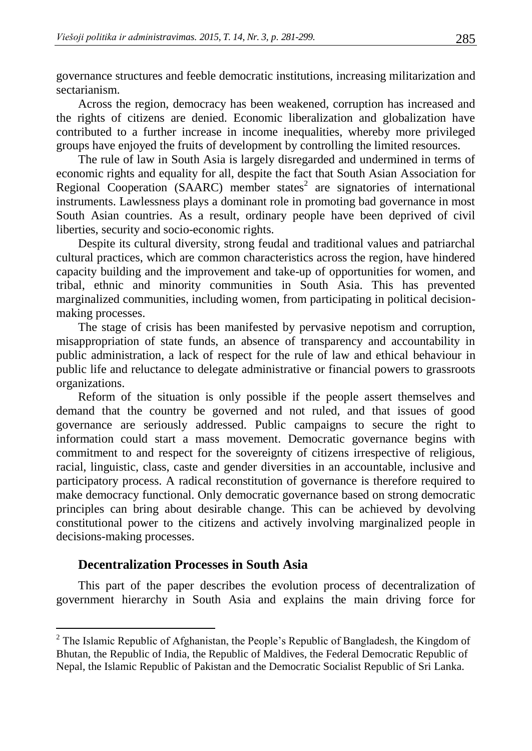governance structures and feeble democratic institutions, increasing militarization and sectarianism.

Across the region, democracy has been weakened, corruption has increased and the rights of citizens are denied. Economic liberalization and globalization have contributed to a further increase in income inequalities, whereby more privileged groups have enjoyed the fruits of development by controlling the limited resources.

The rule of law in South Asia is largely disregarded and undermined in terms of economic rights and equality for all, despite the fact that South Asian Association for Regional Cooperation (SAARC) member states[2] are signatories of international instruments. Lawlessness plays a dominant role in promoting bad governance in most South Asian countries. As a result, ordinary people have been deprived of civil liberties, security and socio-economic rights.

Despite its cultural diversity, strong feudal and traditional values and patriarchal cultural practices, which are common characteristics across the region, have hindered capacity building and the improvement and take-up of opportunities for women, and tribal, ethnic and minority communities in South Asia. This has prevented marginalized communities, including women, from participating in political decision-making processes.

The stage of crisis has been manifested by pervasive nepotism and corruption, misappropriation of state funds, an absence of transparency and accountability in public administration, a lack of respect for the rule of law and ethical behaviour in public life and reluctance to delegate administrative or financial powers to grassroots organizations.

Reform of the situation is only possible if the people assert themselves and demand that the country be governed and not ruled, and that issues of good governance are seriously addressed. Public campaigns to secure the right to information could start a mass movement. Democratic governance begins with commitment to and respect for the sovereignty of citizens irrespective of religious, racial, linguistic, class, caste and gender diversities in an accountable, inclusive and participatory process. A radical reconstitution of governance is therefore required to make democracy functional. Only democratic governance based on strong democratic principles can bring about desirable change. This can be achieved by devolving constitutional power to the citizens and actively involving marginalized people in decisions-making processes.

## Decentralization Processes in South Asia

This part of the paper describes the evolution process of decentralization of government hierarchy in South Asia and explains the main driving force for

---

[2] The Islamic Republic of Afghanistan, the People's Republic of Bangladesh, the Kingdom of Bhutan, the Republic of India, the Republic of Maldives, the Federal Democratic Republic of Nepal, the Islamic Republic of Pakistan and the Democratic Socialist Republic of Sri Lanka.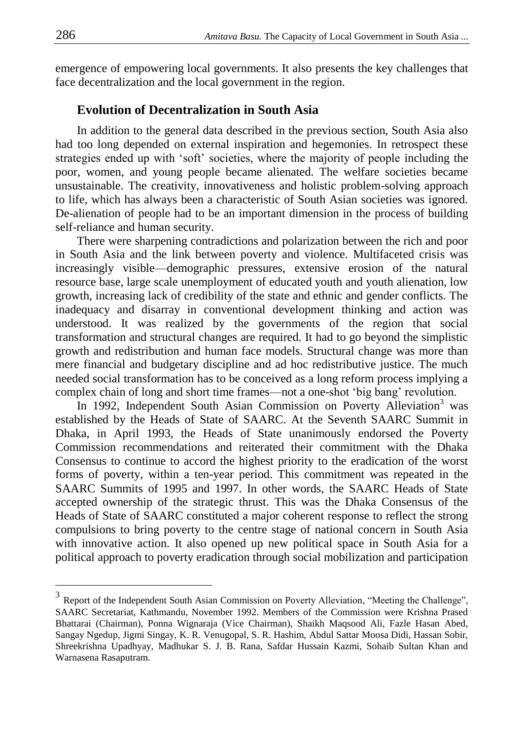emergence of empowering local governments. It also presents the key challenges that face decentralization and the local government in the region.

## Evolution of Decentralization in South Asia

In addition to the general data described in the previous section, South Asia also had too long depended on external inspiration and hegemonies. In retrospect these strategies ended up with 'soft' societies, where the majority of people including the poor, women, and young people became alienated. The welfare societies became unsustainable. The creativity, innovativeness and holistic problem-solving approach to life, which has always been a characteristic of South Asian societies was ignored. De-alienation of people had to be an important dimension in the process of building self-reliance and human security.

There were sharpening contradictions and polarization between the rich and poor in South Asia and the link between poverty and violence. Multifaceted crisis was increasingly visible—demographic pressures, extensive erosion of the natural resource base, large scale unemployment of educated youth and youth alienation, low growth, increasing lack of credibility of the state and ethnic and gender conflicts. The inadequacy and disarray in conventional development thinking and action was understood. It was realized by the governments of the region that social transformation and structural changes are required. It had to go beyond the simplistic growth and redistribution and human face models. Structural change was more than mere financial and budgetary discipline and ad hoc redistributive justice. The much needed social transformation has to be conceived as a long reform process implying a complex chain of long and short time frames—not a one-shot 'big bang' revolution.

In 1992, Independent South Asian Commission on Poverty Alleviation[3] was established by the Heads of State of SAARC. At the Seventh SAARC Summit in Dhaka, in April 1993, the Heads of State unanimously endorsed the Poverty Commission recommendations and reiterated their commitment with the Dhaka Consensus to continue to accord the highest priority to the eradication of the worst forms of poverty, within a ten-year period. This commitment was repeated in the SAARC Summits of 1995 and 1997. In other words, the SAARC Heads of State accepted ownership of the strategic thrust. This was the Dhaka Consensus of the Heads of State of SAARC constituted a major coherent response to reflect the strong compulsions to bring poverty to the centre stage of national concern in South Asia with innovative action. It also opened up new political space in South Asia for a political approach to poverty eradication through social mobilization and participation

---

[3] Report of the Independent South Asian Commission on Poverty Alleviation, "Meeting the Challenge", SAARC Secretariat, Kathmandu, November 1992. Members of the Commission were Krishna Prased Bhattarai (Chairman), Ponna Wignaraja (Vice Chairman), Shaikh Maqsood Ali, Fazle Hasan Abed, Sangay Ngedup, Jigmi Singay, K. R. Venugopal, S. R. Hashim, Abdul Sattar Moosa Didi, Hassan Sobir, Shreekrishna Upadhyay, Madhukar S. J. B. Rana, Safdar Hussain Kazmi, Sohaib Sultan Khan and Warnasena Rasaputram.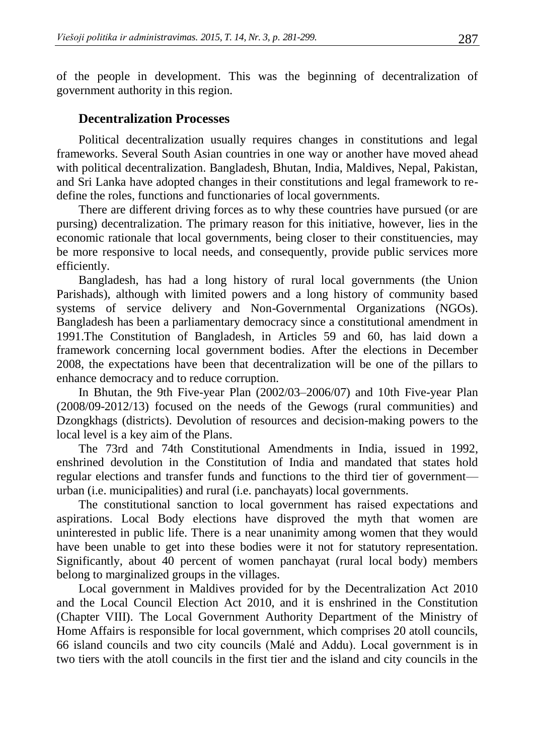of the people in development. This was the beginning of decentralization of government authority in this region.

## Decentralization Processes

Political decentralization usually requires changes in constitutions and legal frameworks. Several South Asian countries in one way or another have moved ahead with political decentralization. Bangladesh, Bhutan, India, Maldives, Nepal, Pakistan, and Sri Lanka have adopted changes in their constitutions and legal framework to re-define the roles, functions and functionaries of local governments.

There are different driving forces as to why these countries have pursued (or are pursing) decentralization. The primary reason for this initiative, however, lies in the economic rationale that local governments, being closer to their constituencies, may be more responsive to local needs, and consequently, provide public services more efficiently.

Bangladesh, has had a long history of rural local governments (the Union Parishads), although with limited powers and a long history of community based systems of service delivery and Non-Governmental Organizations (NGOs). Bangladesh has been a parliamentary democracy since a constitutional amendment in 1991.The Constitution of Bangladesh, in Articles 59 and 60, has laid down a framework concerning local government bodies. After the elections in December 2008, the expectations have been that decentralization will be one of the pillars to enhance democracy and to reduce corruption.

In Bhutan, the 9th Five-year Plan (2002/03–2006/07) and 10th Five-year Plan (2008/09-2012/13) focused on the needs of the Gewogs (rural communities) and Dzongkhags (districts). Devolution of resources and decision-making powers to the local level is a key aim of the Plans.

The 73rd and 74th Constitutional Amendments in India, issued in 1992, enshrined devolution in the Constitution of India and mandated that states hold regular elections and transfer funds and functions to the third tier of government—urban (i.e. municipalities) and rural (i.e. panchayats) local governments.

The constitutional sanction to local government has raised expectations and aspirations. Local Body elections have disproved the myth that women are uninterested in public life. There is a near unanimity among women that they would have been unable to get into these bodies were it not for statutory representation. Significantly, about 40 percent of women panchayat (rural local body) members belong to marginalized groups in the villages.

Local government in Maldives provided for by the Decentralization Act 2010 and the Local Council Election Act 2010, and it is enshrined in the Constitution (Chapter VIII). The Local Government Authority Department of the Ministry of Home Affairs is responsible for local government, which comprises 20 atoll councils, 66 island councils and two city councils (Malé and Addu). Local government is in two tiers with the atoll councils in the first tier and the island and city councils in the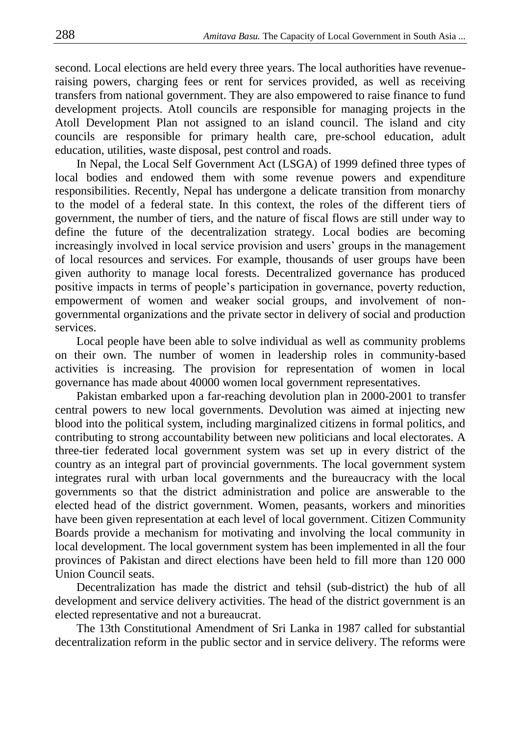second. Local elections are held every three years. The local authorities have revenue-raising powers, charging fees or rent for services provided, as well as receiving transfers from national government. They are also empowered to raise finance to fund development projects. Atoll councils are responsible for managing projects in the Atoll Development Plan not assigned to an island council. The island and city councils are responsible for primary health care, pre-school education, adult education, utilities, waste disposal, pest control and roads.

In Nepal, the Local Self Government Act (LSGA) of 1999 defined three types of local bodies and endowed them with some revenue powers and expenditure responsibilities. Recently, Nepal has undergone a delicate transition from monarchy to the model of a federal state. In this context, the roles of the different tiers of government, the number of tiers, and the nature of fiscal flows are still under way to define the future of the decentralization strategy. Local bodies are becoming increasingly involved in local service provision and users' groups in the management of local resources and services. For example, thousands of user groups have been given authority to manage local forests. Decentralized governance has produced positive impacts in terms of people's participation in governance, poverty reduction, empowerment of women and weaker social groups, and involvement of non-governmental organizations and the private sector in delivery of social and production services.

Local people have been able to solve individual as well as community problems on their own. The number of women in leadership roles in community-based activities is increasing. The provision for representation of women in local governance has made about 40000 women local government representatives.

Pakistan embarked upon a far-reaching devolution plan in 2000-2001 to transfer central powers to new local governments. Devolution was aimed at injecting new blood into the political system, including marginalized citizens in formal politics, and contributing to strong accountability between new politicians and local electorates. A three-tier federated local government system was set up in every district of the country as an integral part of provincial governments. The local government system integrates rural with urban local governments and the bureaucracy with the local governments so that the district administration and police are answerable to the elected head of the district government. Women, peasants, workers and minorities have been given representation at each level of local government. Citizen Community Boards provide a mechanism for motivating and involving the local community in local development. The local government system has been implemented in all the four provinces of Pakistan and direct elections have been held to fill more than 120 000 Union Council seats.

Decentralization has made the district and tehsil (sub-district) the hub of all development and service delivery activities. The head of the district government is an elected representative and not a bureaucrat.

The 13th Constitutional Amendment of Sri Lanka in 1987 called for substantial decentralization reform in the public sector and in service delivery. The reforms were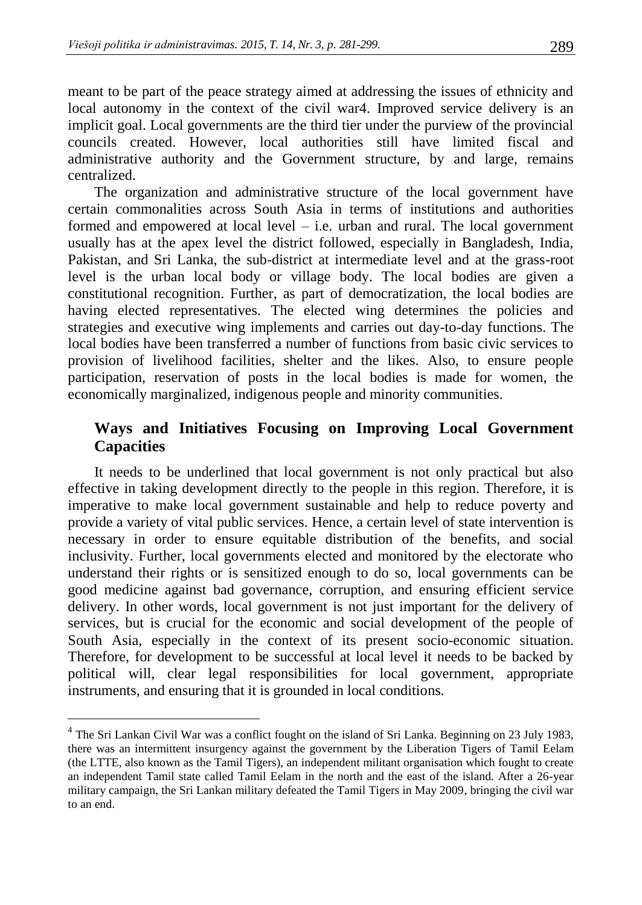meant to be part of the peace strategy aimed at addressing the issues of ethnicity and local autonomy in the context of the civil war[4]. Improved service delivery is an implicit goal. Local governments are the third tier under the purview of the provincial councils created. However, local authorities still have limited fiscal and administrative authority and the Government structure, by and large, remains centralized.

The organization and administrative structure of the local government have certain commonalities across South Asia in terms of institutions and authorities formed and empowered at local level – i.e. urban and rural. The local government usually has at the apex level the district followed, especially in Bangladesh, India, Pakistan, and Sri Lanka, the sub-district at intermediate level and at the grass-root level is the urban local body or village body. The local bodies are given a constitutional recognition. Further, as part of democratization, the local bodies are having elected representatives. The elected wing determines the policies and strategies and executive wing implements and carries out day-to-day functions. The local bodies have been transferred a number of functions from basic civic services to provision of livelihood facilities, shelter and the likes. Also, to ensure people participation, reservation of posts in the local bodies is made for women, the economically marginalized, indigenous people and minority communities.

## Ways and Initiatives Focusing on Improving Local Government Capacities

It needs to be underlined that local government is not only practical but also effective in taking development directly to the people in this region. Therefore, it is imperative to make local government sustainable and help to reduce poverty and provide a variety of vital public services. Hence, a certain level of state intervention is necessary in order to ensure equitable distribution of the benefits, and social inclusivity. Further, local governments elected and monitored by the electorate who understand their rights or is sensitized enough to do so, local governments can be good medicine against bad governance, corruption, and ensuring efficient service delivery. In other words, local government is not just important for the delivery of services, but is crucial for the economic and social development of the people of South Asia, especially in the context of its present socio-economic situation. Therefore, for development to be successful at local level it needs to be backed by political will, clear legal responsibilities for local government, appropriate instruments, and ensuring that it is grounded in local conditions.

---

[4] The Sri Lankan Civil War was a conflict fought on the island of Sri Lanka. Beginning on 23 July 1983, there was an intermittent insurgency against the government by the Liberation Tigers of Tamil Eelam (the LTTE, also known as the Tamil Tigers), an independent militant organisation which fought to create an independent Tamil state called Tamil Eelam in the north and the east of the island. After a 26-year military campaign, the Sri Lankan military defeated the Tamil Tigers in May 2009, bringing the civil war to an end.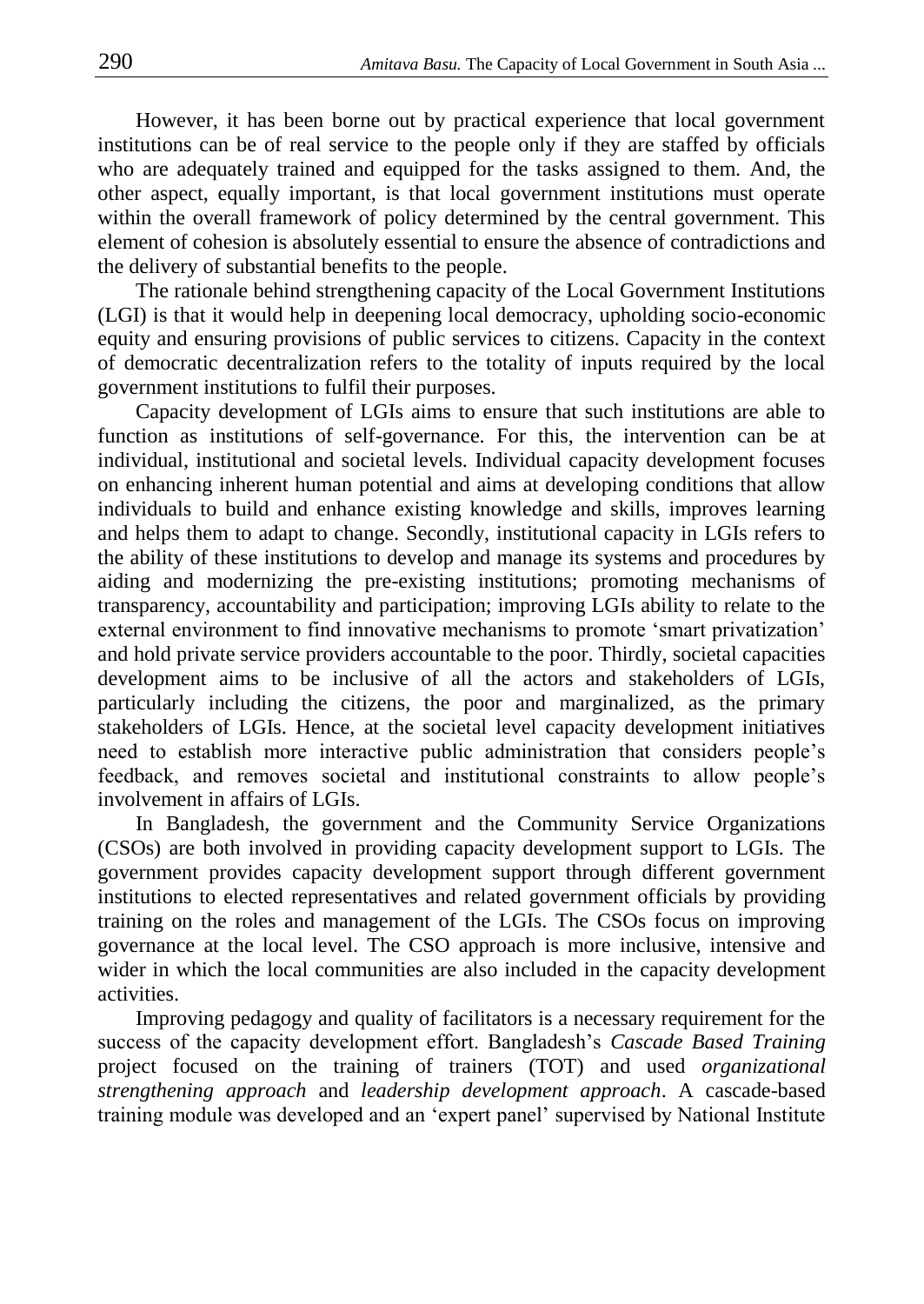However, it has been borne out by practical experience that local government institutions can be of real service to the people only if they are staffed by officials who are adequately trained and equipped for the tasks assigned to them. And, the other aspect, equally important, is that local government institutions must operate within the overall framework of policy determined by the central government. This element of cohesion is absolutely essential to ensure the absence of contradictions and the delivery of substantial benefits to the people.

The rationale behind strengthening capacity of the Local Government Institutions (LGI) is that it would help in deepening local democracy, upholding socio-economic equity and ensuring provisions of public services to citizens. Capacity in the context of democratic decentralization refers to the totality of inputs required by the local government institutions to fulfil their purposes.

Capacity development of LGIs aims to ensure that such institutions are able to function as institutions of self-governance. For this, the intervention can be at individual, institutional and societal levels. Individual capacity development focuses on enhancing inherent human potential and aims at developing conditions that allow individuals to build and enhance existing knowledge and skills, improves learning and helps them to adapt to change. Secondly, institutional capacity in LGIs refers to the ability of these institutions to develop and manage its systems and procedures by aiding and modernizing the pre-existing institutions; promoting mechanisms of transparency, accountability and participation; improving LGIs ability to relate to the external environment to find innovative mechanisms to promote 'smart privatization' and hold private service providers accountable to the poor. Thirdly, societal capacities development aims to be inclusive of all the actors and stakeholders of LGIs, particularly including the citizens, the poor and marginalized, as the primary stakeholders of LGIs. Hence, at the societal level capacity development initiatives need to establish more interactive public administration that considers people's feedback, and removes societal and institutional constraints to allow people's involvement in affairs of LGIs.

In Bangladesh, the government and the Community Service Organizations (CSOs) are both involved in providing capacity development support to LGIs. The government provides capacity development support through different government institutions to elected representatives and related government officials by providing training on the roles and management of the LGIs. The CSOs focus on improving governance at the local level. The CSO approach is more inclusive, intensive and wider in which the local communities are also included in the capacity development activities.

Improving pedagogy and quality of facilitators is a necessary requirement for the success of the capacity development effort. Bangladesh's *Cascade Based Training* project focused on the training of trainers (TOT) and used *organizational strengthening approach* and *leadership development approach*. A cascade-based training module was developed and an 'expert panel' supervised by National Institute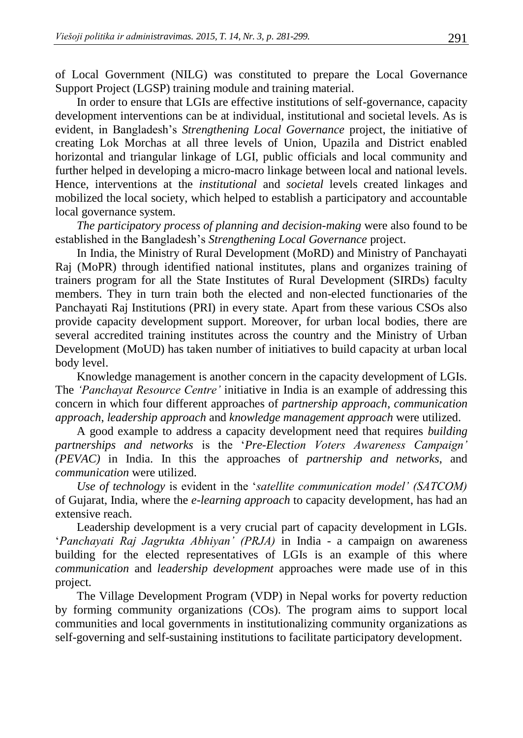of Local Government (NILG) was constituted to prepare the Local Governance Support Project (LGSP) training module and training material.

In order to ensure that LGIs are effective institutions of self-governance, capacity development interventions can be at individual, institutional and societal levels. As is evident, in Bangladesh's *Strengthening Local Governance* project, the initiative of creating Lok Morchas at all three levels of Union, Upazila and District enabled horizontal and triangular linkage of LGI, public officials and local community and further helped in developing a micro-macro linkage between local and national levels. Hence, interventions at the *institutional* and *societal* levels created linkages and mobilized the local society, which helped to establish a participatory and accountable local governance system.

*The participatory process of planning and decision-making* were also found to be established in the Bangladesh's *Strengthening Local Governance* project.

In India, the Ministry of Rural Development (MoRD) and Ministry of Panchayati Raj (MoPR) through identified national institutes, plans and organizes training of trainers program for all the State Institutes of Rural Development (SIRDs) faculty members. They in turn train both the elected and non-elected functionaries of the Panchayati Raj Institutions (PRI) in every state. Apart from these various CSOs also provide capacity development support. Moreover, for urban local bodies, there are several accredited training institutes across the country and the Ministry of Urban Development (MoUD) has taken number of initiatives to build capacity at urban local body level.

Knowledge management is another concern in the capacity development of LGIs. The *'Panchayat Resource Centre'* initiative in India is an example of addressing this concern in which four different approaches of *partnership approach*, *communication approach*, *leadership approach* and *knowledge management approach* were utilized.

A good example to address a capacity development need that requires *building partnerships and networks* is the '*Pre-Election Voters Awareness Campaign' (PEVAC)* in India. In this the approaches of *partnership and networks*, and *communication* were utilized.

*Use of technology* is evident in the '*satellite communication model' (SATCOM)* of Gujarat, India, where the *e-learning approach* to capacity development, has had an extensive reach.

Leadership development is a very crucial part of capacity development in LGIs. '*Panchayati Raj Jagrukta Abhiyan' (PRJA)* in India - a campaign on awareness building for the elected representatives of LGIs is an example of this where *communication* and *leadership development* approaches were made use of in this project.

The Village Development Program (VDP) in Nepal works for poverty reduction by forming community organizations (COs). The program aims to support local communities and local governments in institutionalizing community organizations as self-governing and self-sustaining institutions to facilitate participatory development.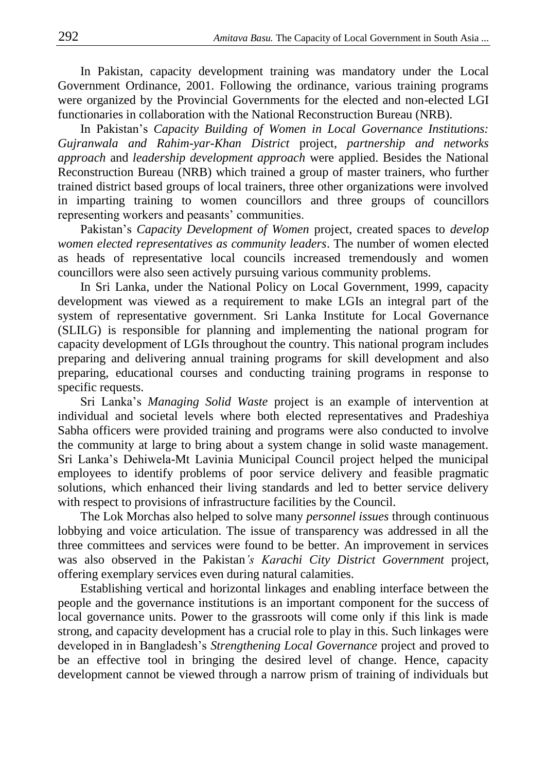In Pakistan, capacity development training was mandatory under the Local Government Ordinance, 2001. Following the ordinance, various training programs were organized by the Provincial Governments for the elected and non-elected LGI functionaries in collaboration with the National Reconstruction Bureau (NRB).

In Pakistan's *Capacity Building of Women in Local Governance Institutions: Gujranwala and Rahim-yar-Khan District* project, *partnership and networks approach* and *leadership development approach* were applied. Besides the National Reconstruction Bureau (NRB) which trained a group of master trainers, who further trained district based groups of local trainers, three other organizations were involved in imparting training to women councillors and three groups of councillors representing workers and peasants' communities.

Pakistan's *Capacity Development of Women* project, created spaces to *develop women elected representatives as community leaders*. The number of women elected as heads of representative local councils increased tremendously and women councillors were also seen actively pursuing various community problems.

In Sri Lanka, under the National Policy on Local Government, 1999, capacity development was viewed as a requirement to make LGIs an integral part of the system of representative government. Sri Lanka Institute for Local Governance (SLILG) is responsible for planning and implementing the national program for capacity development of LGIs throughout the country. This national program includes preparing and delivering annual training programs for skill development and also preparing, educational courses and conducting training programs in response to specific requests.

Sri Lanka's *Managing Solid Waste* project is an example of intervention at individual and societal levels where both elected representatives and Pradeshiya Sabha officers were provided training and programs were also conducted to involve the community at large to bring about a system change in solid waste management. Sri Lanka's Dehiwela-Mt Lavinia Municipal Council project helped the municipal employees to identify problems of poor service delivery and feasible pragmatic solutions, which enhanced their living standards and led to better service delivery with respect to provisions of infrastructure facilities by the Council.

The Lok Morchas also helped to solve many *personnel issues* through continuous lobbying and voice articulation. The issue of transparency was addressed in all the three committees and services were found to be better. An improvement in services was also observed in the Pakistan*'s Karachi City District Government* project, offering exemplary services even during natural calamities.

Establishing vertical and horizontal linkages and enabling interface between the people and the governance institutions is an important component for the success of local governance units. Power to the grassroots will come only if this link is made strong, and capacity development has a crucial role to play in this. Such linkages were developed in in Bangladesh's *Strengthening Local Governance* project and proved to be an effective tool in bringing the desired level of change. Hence, capacity development cannot be viewed through a narrow prism of training of individuals but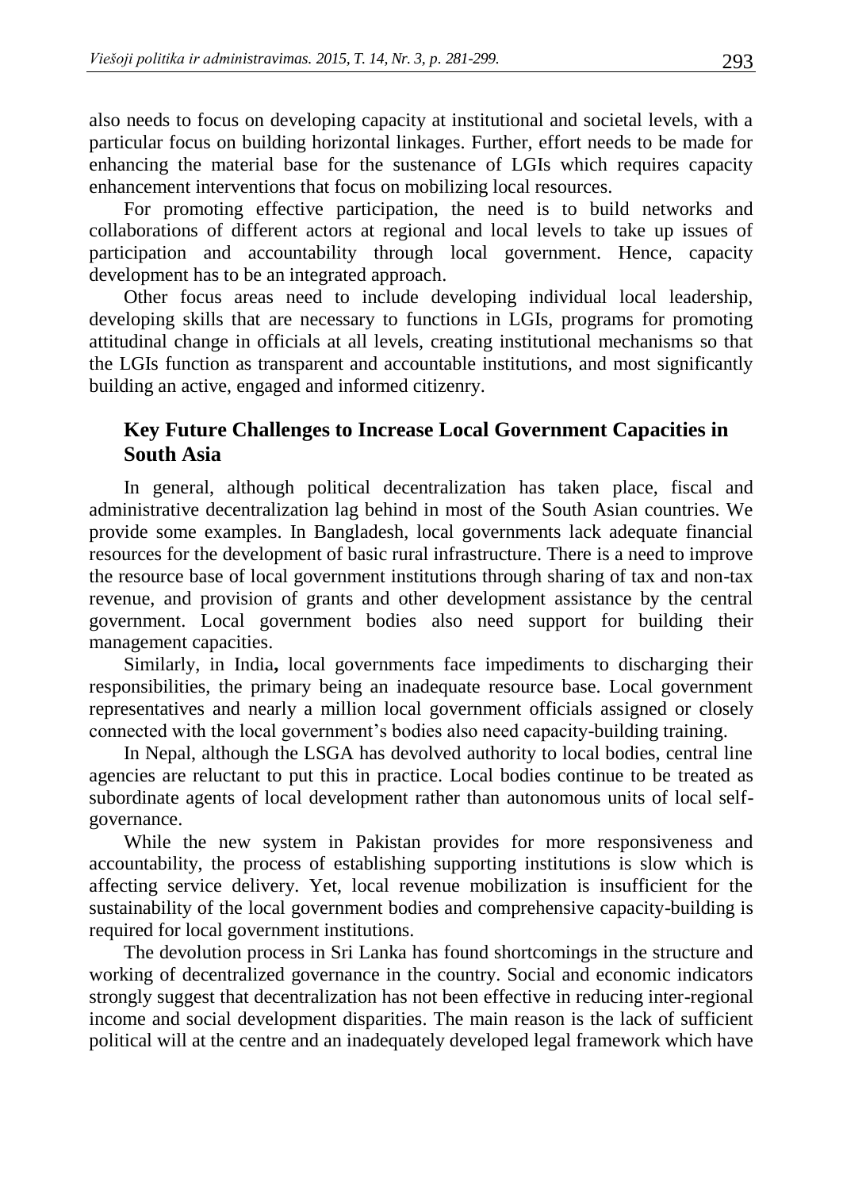also needs to focus on developing capacity at institutional and societal levels, with a particular focus on building horizontal linkages. Further, effort needs to be made for enhancing the material base for the sustenance of LGIs which requires capacity enhancement interventions that focus on mobilizing local resources.

For promoting effective participation, the need is to build networks and collaborations of different actors at regional and local levels to take up issues of participation and accountability through local government. Hence, capacity development has to be an integrated approach.

Other focus areas need to include developing individual local leadership, developing skills that are necessary to functions in LGIs, programs for promoting attitudinal change in officials at all levels, creating institutional mechanisms so that the LGIs function as transparent and accountable institutions, and most significantly building an active, engaged and informed citizenry.

## Key Future Challenges to Increase Local Government Capacities in South Asia

In general, although political decentralization has taken place, fiscal and administrative decentralization lag behind in most of the South Asian countries. We provide some examples. In Bangladesh, local governments lack adequate financial resources for the development of basic rural infrastructure. There is a need to improve the resource base of local government institutions through sharing of tax and non-tax revenue, and provision of grants and other development assistance by the central government. Local government bodies also need support for building their management capacities.

Similarly, in India**,** local governments face impediments to discharging their responsibilities, the primary being an inadequate resource base. Local government representatives and nearly a million local government officials assigned or closely connected with the local government's bodies also need capacity-building training.

In Nepal, although the LSGA has devolved authority to local bodies, central line agencies are reluctant to put this in practice. Local bodies continue to be treated as subordinate agents of local development rather than autonomous units of local self-governance.

While the new system in Pakistan provides for more responsiveness and accountability, the process of establishing supporting institutions is slow which is affecting service delivery. Yet, local revenue mobilization is insufficient for the sustainability of the local government bodies and comprehensive capacity-building is required for local government institutions.

The devolution process in Sri Lanka has found shortcomings in the structure and working of decentralized governance in the country. Social and economic indicators strongly suggest that decentralization has not been effective in reducing inter-regional income and social development disparities. The main reason is the lack of sufficient political will at the centre and an inadequately developed legal framework which have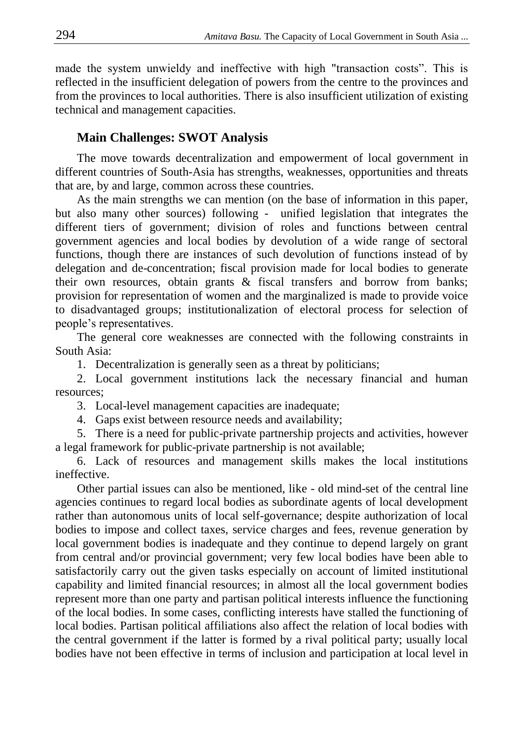made the system unwieldy and ineffective with high "transaction costs". This is reflected in the insufficient delegation of powers from the centre to the provinces and from the provinces to local authorities. There is also insufficient utilization of existing technical and management capacities.

## Main Challenges: SWOT Analysis

The move towards decentralization and empowerment of local government in different countries of South-Asia has strengths, weaknesses, opportunities and threats that are, by and large, common across these countries.

As the main strengths we can mention (on the base of information in this paper, but also many other sources) following - unified legislation that integrates the different tiers of government; division of roles and functions between central government agencies and local bodies by devolution of a wide range of sectoral functions, though there are instances of such devolution of functions instead of by delegation and de-concentration; fiscal provision made for local bodies to generate their own resources, obtain grants & fiscal transfers and borrow from banks; provision for representation of women and the marginalized is made to provide voice to disadvantaged groups; institutionalization of electoral process for selection of people's representatives.

The general core weaknesses are connected with the following constraints in South Asia:

1. Decentralization is generally seen as a threat by politicians;
2. Local government institutions lack the necessary financial and human resources;
3. Local-level management capacities are inadequate;
4. Gaps exist between resource needs and availability;
5. There is a need for public-private partnership projects and activities, however a legal framework for public-private partnership is not available;
6. Lack of resources and management skills makes the local institutions ineffective.

Other partial issues can also be mentioned, like - old mind-set of the central line agencies continues to regard local bodies as subordinate agents of local development rather than autonomous units of local self-governance; despite authorization of local bodies to impose and collect taxes, service charges and fees, revenue generation by local government bodies is inadequate and they continue to depend largely on grant from central and/or provincial government; very few local bodies have been able to satisfactorily carry out the given tasks especially on account of limited institutional capability and limited financial resources; in almost all the local government bodies represent more than one party and partisan political interests influence the functioning of the local bodies. In some cases, conflicting interests have stalled the functioning of local bodies. Partisan political affiliations also affect the relation of local bodies with the central government if the latter is formed by a rival political party; usually local bodies have not been effective in terms of inclusion and participation at local level in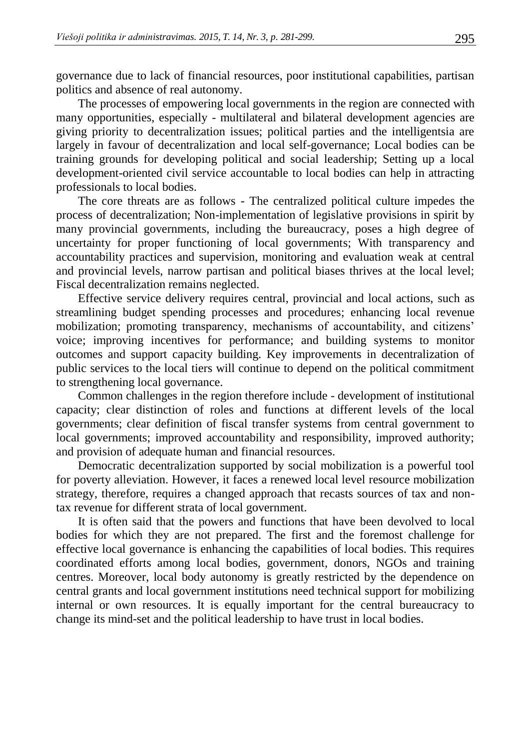governance due to lack of financial resources, poor institutional capabilities, partisan politics and absence of real autonomy.

The processes of empowering local governments in the region are connected with many opportunities, especially - multilateral and bilateral development agencies are giving priority to decentralization issues; political parties and the intelligentsia are largely in favour of decentralization and local self-governance; Local bodies can be training grounds for developing political and social leadership; Setting up a local development-oriented civil service accountable to local bodies can help in attracting professionals to local bodies.

The core threats are as follows - The centralized political culture impedes the process of decentralization; Non-implementation of legislative provisions in spirit by many provincial governments, including the bureaucracy, poses a high degree of uncertainty for proper functioning of local governments; With transparency and accountability practices and supervision, monitoring and evaluation weak at central and provincial levels, narrow partisan and political biases thrives at the local level; Fiscal decentralization remains neglected.

Effective service delivery requires central, provincial and local actions, such as streamlining budget spending processes and procedures; enhancing local revenue mobilization; promoting transparency, mechanisms of accountability, and citizens' voice; improving incentives for performance; and building systems to monitor outcomes and support capacity building. Key improvements in decentralization of public services to the local tiers will continue to depend on the political commitment to strengthening local governance.

Common challenges in the region therefore include - development of institutional capacity; clear distinction of roles and functions at different levels of the local governments; clear definition of fiscal transfer systems from central government to local governments; improved accountability and responsibility, improved authority; and provision of adequate human and financial resources.

Democratic decentralization supported by social mobilization is a powerful tool for poverty alleviation. However, it faces a renewed local level resource mobilization strategy, therefore, requires a changed approach that recasts sources of tax and non-tax revenue for different strata of local government.

It is often said that the powers and functions that have been devolved to local bodies for which they are not prepared. The first and the foremost challenge for effective local governance is enhancing the capabilities of local bodies. This requires coordinated efforts among local bodies, government, donors, NGOs and training centres. Moreover, local body autonomy is greatly restricted by the dependence on central grants and local government institutions need technical support for mobilizing internal or own resources. It is equally important for the central bureaucracy to change its mind-set and the political leadership to have trust in local bodies.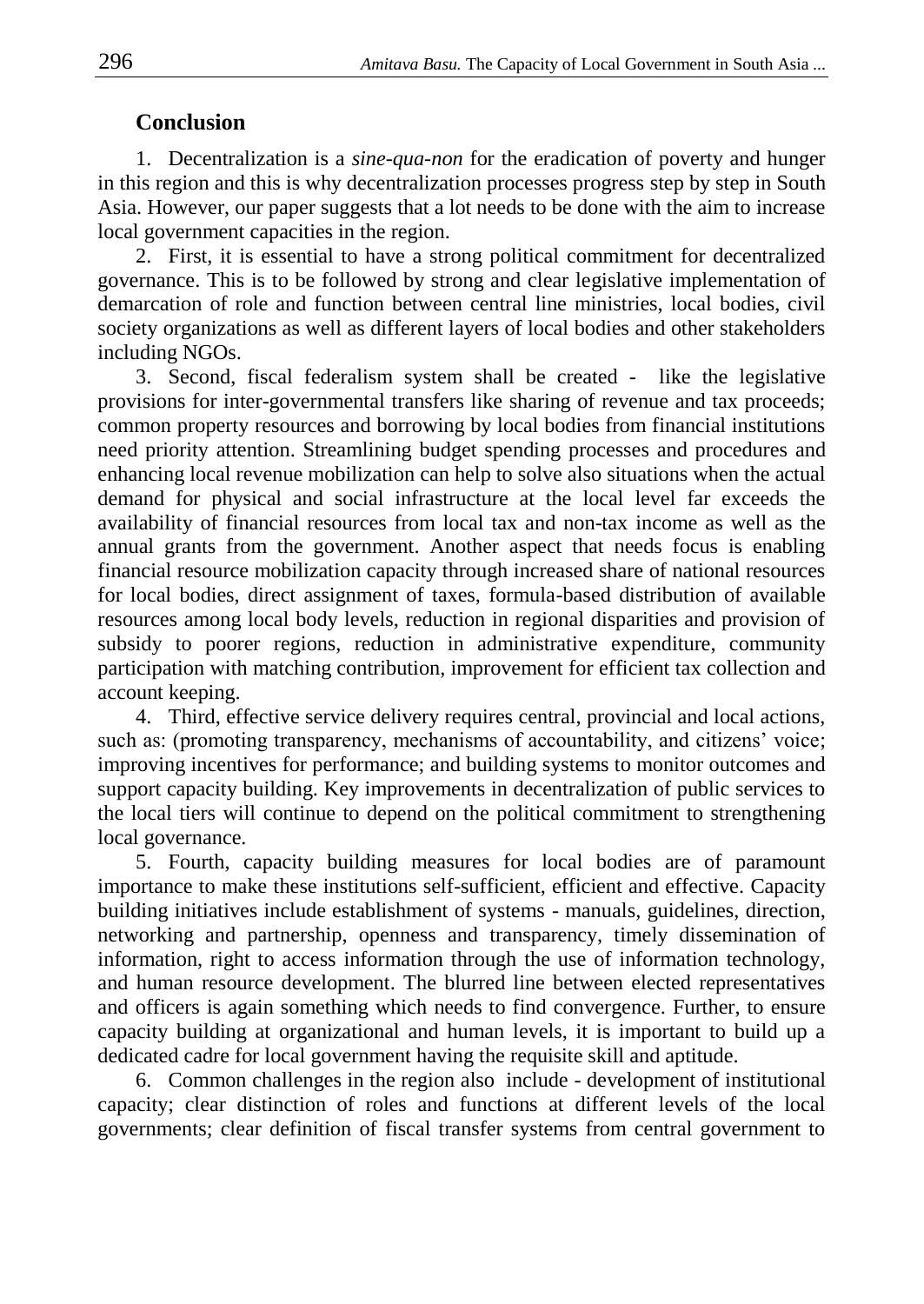## Conclusion

1. Decentralization is a *sine-qua-non* for the eradication of poverty and hunger in this region and this is why decentralization processes progress step by step in South Asia. However, our paper suggests that a lot needs to be done with the aim to increase local government capacities in the region.

2. First, it is essential to have a strong political commitment for decentralized governance. This is to be followed by strong and clear legislative implementation of demarcation of role and function between central line ministries, local bodies, civil society organizations as well as different layers of local bodies and other stakeholders including NGOs.

3. Second, fiscal federalism system shall be created - like the legislative provisions for inter-governmental transfers like sharing of revenue and tax proceeds; common property resources and borrowing by local bodies from financial institutions need priority attention. Streamlining budget spending processes and procedures and enhancing local revenue mobilization can help to solve also situations when the actual demand for physical and social infrastructure at the local level far exceeds the availability of financial resources from local tax and non-tax income as well as the annual grants from the government. Another aspect that needs focus is enabling financial resource mobilization capacity through increased share of national resources for local bodies, direct assignment of taxes, formula-based distribution of available resources among local body levels, reduction in regional disparities and provision of subsidy to poorer regions, reduction in administrative expenditure, community participation with matching contribution, improvement for efficient tax collection and account keeping.

4. Third, effective service delivery requires central, provincial and local actions, such as: (promoting transparency, mechanisms of accountability, and citizens' voice; improving incentives for performance; and building systems to monitor outcomes and support capacity building. Key improvements in decentralization of public services to the local tiers will continue to depend on the political commitment to strengthening local governance.

5. Fourth, capacity building measures for local bodies are of paramount importance to make these institutions self-sufficient, efficient and effective. Capacity building initiatives include establishment of systems - manuals, guidelines, direction, networking and partnership, openness and transparency, timely dissemination of information, right to access information through the use of information technology, and human resource development. The blurred line between elected representatives and officers is again something which needs to find convergence. Further, to ensure capacity building at organizational and human levels, it is important to build up a dedicated cadre for local government having the requisite skill and aptitude.

6. Common challenges in the region also include - development of institutional capacity; clear distinction of roles and functions at different levels of the local governments; clear definition of fiscal transfer systems from central government to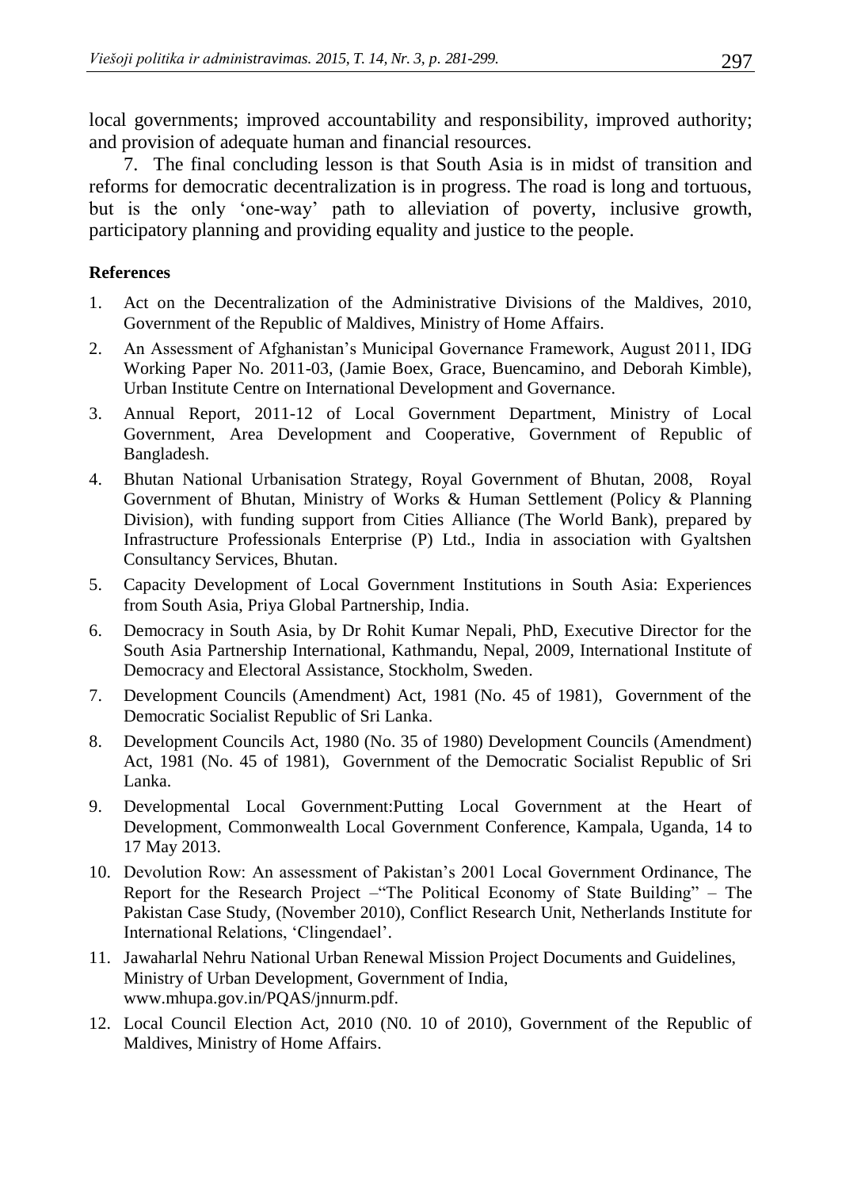local governments; improved accountability and responsibility, improved authority; and provision of adequate human and financial resources.

7. The final concluding lesson is that South Asia is in midst of transition and reforms for democratic decentralization is in progress. The road is long and tortuous, but is the only 'one-way' path to alleviation of poverty, inclusive growth, participatory planning and providing equality and justice to the people.

**References**

1. Act on the Decentralization of the Administrative Divisions of the Maldives, 2010, Government of the Republic of Maldives, Ministry of Home Affairs.
2. An Assessment of Afghanistan's Municipal Governance Framework, August 2011, IDG Working Paper No. 2011-03, (Jamie Boex, Grace, Buencamino, and Deborah Kimble), Urban Institute Centre on International Development and Governance.
3. Annual Report, 2011-12 of Local Government Department, Ministry of Local Government, Area Development and Cooperative, Government of Republic of Bangladesh.
4. Bhutan National Urbanisation Strategy, Royal Government of Bhutan, 2008, Royal Government of Bhutan, Ministry of Works & Human Settlement (Policy & Planning Division), with funding support from Cities Alliance (The World Bank), prepared by Infrastructure Professionals Enterprise (P) Ltd., India in association with Gyaltshen Consultancy Services, Bhutan.
5. Capacity Development of Local Government Institutions in South Asia: Experiences from South Asia, Priya Global Partnership, India.
6. Democracy in South Asia, by Dr Rohit Kumar Nepali, PhD, Executive Director for the South Asia Partnership International, Kathmandu, Nepal, 2009, International Institute of Democracy and Electoral Assistance, Stockholm, Sweden.
7. Development Councils (Amendment) Act, 1981 (No. 45 of 1981), Government of the Democratic Socialist Republic of Sri Lanka.
8. Development Councils Act, 1980 (No. 35 of 1980) Development Councils (Amendment) Act, 1981 (No. 45 of 1981), Government of the Democratic Socialist Republic of Sri Lanka.
9. Developmental Local Government:Putting Local Government at the Heart of Development, Commonwealth Local Government Conference, Kampala, Uganda, 14 to 17 May 2013.
10. Devolution Row: An assessment of Pakistan's 2001 Local Government Ordinance, The Report for the Research Project –"The Political Economy of State Building" – The Pakistan Case Study, (November 2010), Conflict Research Unit, Netherlands Institute for International Relations, 'Clingendael'.
11. Jawaharlal Nehru National Urban Renewal Mission Project Documents and Guidelines, Ministry of Urban Development, Government of India, www.mhupa.gov.in/PQAS/jnnurm.pdf.
12. Local Council Election Act, 2010 (N0. 10 of 2010), Government of the Republic of Maldives, Ministry of Home Affairs.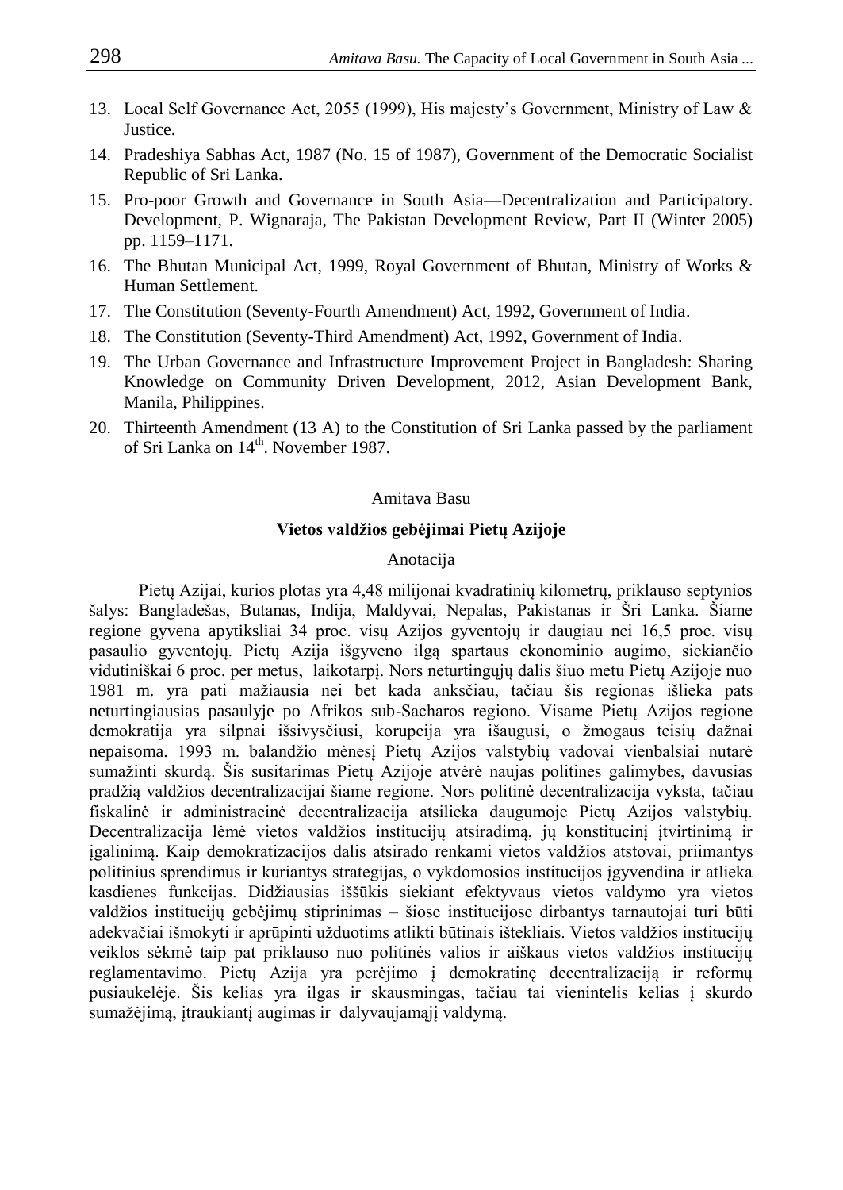13. Local Self Governance Act, 2055 (1999), His majesty's Government, Ministry of Law & Justice.
14. Pradeshiya Sabhas Act, 1987 (No. 15 of 1987), Government of the Democratic Socialist Republic of Sri Lanka.
15. Pro-poor Growth and Governance in South Asia—Decentralization and Participatory. Development, P. Wignaraja, The Pakistan Development Review, Part II (Winter 2005) pp. 1159–1171.
16. The Bhutan Municipal Act, 1999, Royal Government of Bhutan, Ministry of Works & Human Settlement.
17. The Constitution (Seventy-Fourth Amendment) Act, 1992, Government of India.
18. The Constitution (Seventy-Third Amendment) Act, 1992, Government of India.
19. The Urban Governance and Infrastructure Improvement Project in Bangladesh: Sharing Knowledge on Community Driven Development, 2012, Asian Development Bank, Manila, Philippines.
20. Thirteenth Amendment (13 A) to the Constitution of Sri Lanka passed by the parliament of Sri Lanka on 14th. November 1987.

Amitava Basu

**Vietos valdžios gebėjimai Pietų Azijoje**

Anotacija

Pietų Azijai, kurios plotas yra 4,48 milijonai kvadratinių kilometrų, priklauso septynios šalys: Bangladešas, Butanas, Indija, Maldyvai, Nepalas, Pakistanas ir Šri Lanka. Šiame regione gyvena apytiksliai 34 proc. visų Azijos gyventojų ir daugiau nei 16,5 proc. visų pasaulio gyventojų. Pietų Azija išgyveno ilgą spartaus ekonominio augimo, siekiančio vidutiniškai 6 proc. per metus, laikotarpį. Nors neturtingųjų dalis šiuo metu Pietų Azijoje nuo 1981 m. yra pati mažiausia nei bet kada anksčiau, tačiau šis regionas išlieka pats neturtingiausias pasaulyje po Afrikos sub-Sacharos regiono. Visame Pietų Azijos regione demokratija yra silpnai išsivysčiusi, korupcija yra išaugusi, o žmogaus teisių dažnai nepaisoma. 1993 m. balandžio mėnesį Pietų Azijos valstybių vadovai vienbalsiai nutarė sumažinti skurdą. Šis susitarimas Pietų Azijoje atvėrė naujas politines galimybes, davusias pradžią valdžios decentralizacijai šiame regione. Nors politinė decentralizacija vyksta, tačiau fiskalinė ir administracinė decentralizacija atsilieka daugumoje Pietų Azijos valstybių. Decentralizacija lėmė vietos valdžios institucijų atsiradimą, jų konstitucinį įtvirtinimą ir įgalinimą. Kaip demokratizacijos dalis atsirado renkami vietos valdžios atstovai, priimantys politinius sprendimus ir kuriantys strategijas, o vykdomosios institucijos įgyvendina ir atlieka kasdienes funkcijas. Didžiausias iššūkis siekiant efektyvaus vietos valdymo yra vietos valdžios institucijų gebėjimų stiprinimas – šiose institucijose dirbantys tarnautojai turi būti adekvačiai išmokyti ir aprūpinti užduotims atlikti būtinais ištekliais. Vietos valdžios institucijų veiklos sėkmė taip pat priklauso nuo politinės valios ir aiškaus vietos valdžios institucijų reglamentavimo. Pietų Azija yra perėjimo į demokratinę decentralizaciją ir reformų pusiaukelėje. Šis kelias yra ilgas ir skausmingas, tačiau tai vienintelis kelias į skurdo sumažėjimą, įtraukiantį augimas ir dalyvaujamąjį valdymą.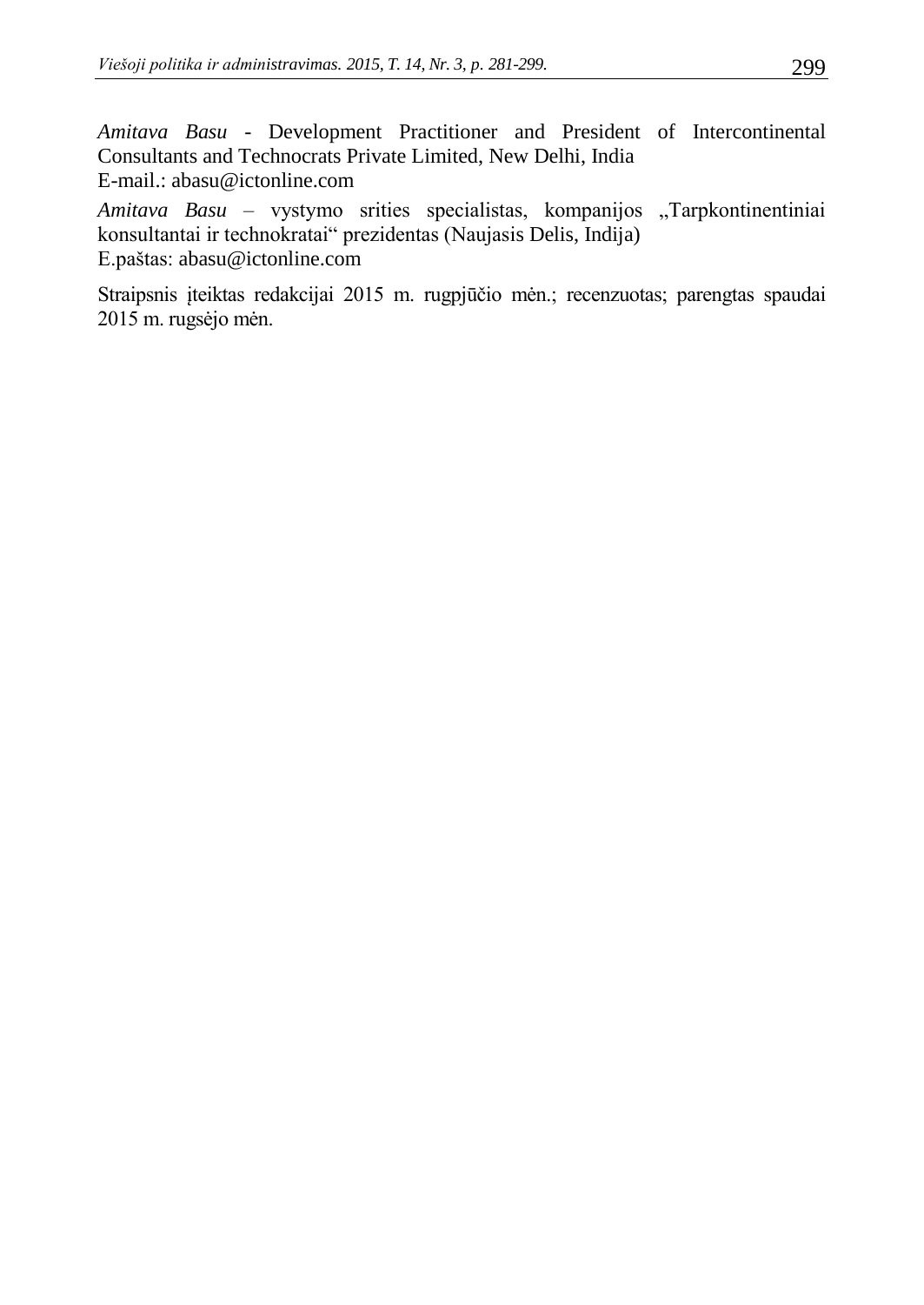*Amitava Basu* - Development Practitioner and President of Intercontinental Consultants and Technocrats Private Limited, New Delhi, India
E-mail.: abasu@ictonline.com

*Amitava Basu* – vystymo srities specialistas, kompanijos „Tarpkontinentiniai konsultantai ir technokratai“ prezidentas (Naujasis Delis, Indija)
E.paštas: abasu@ictonline.com

Straipsnis įteiktas redakcijai 2015 m. rugpjūčio mėn.; recenzuotas; parengtas spaudai 2015 m. rugsėjo mėn.